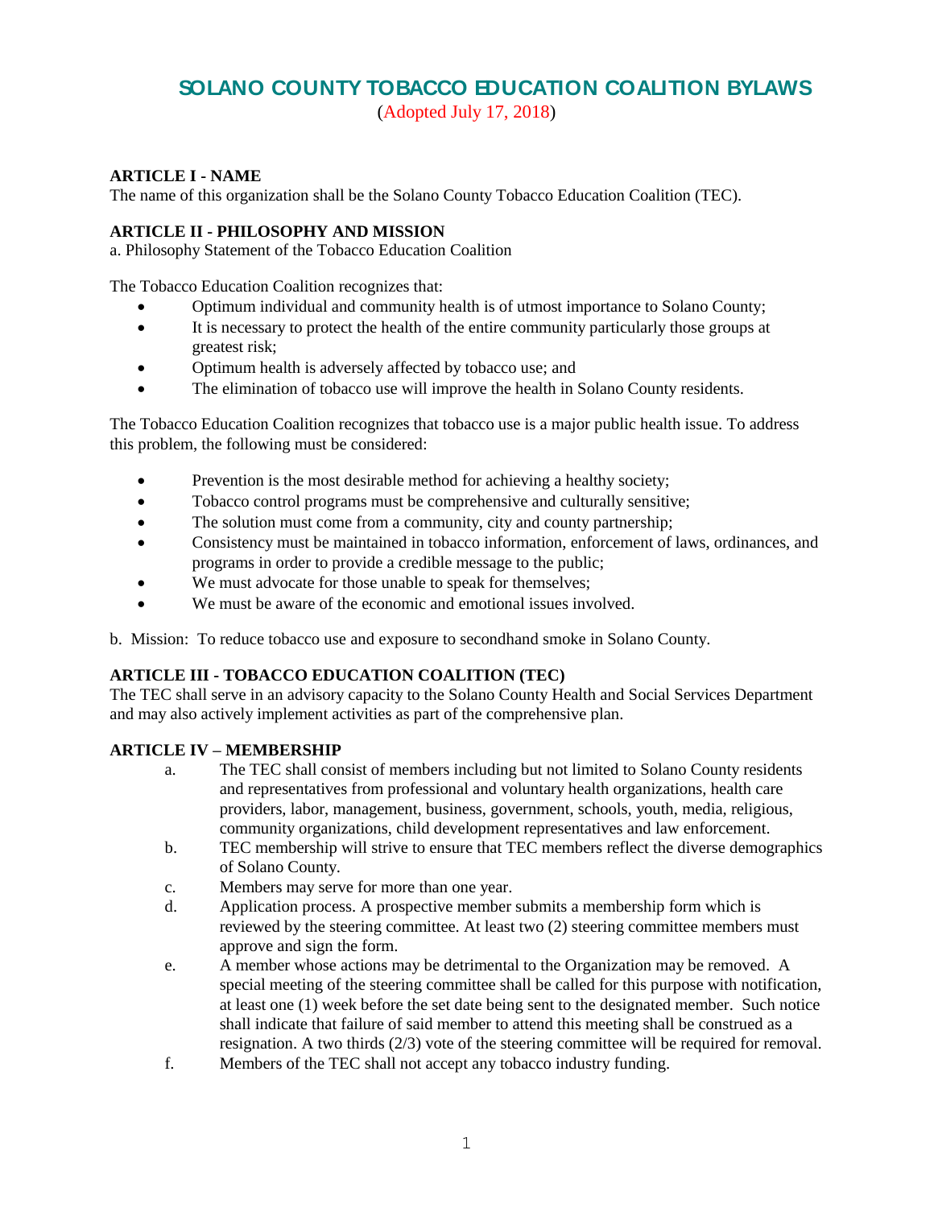# SOLANO COUNTY TOBACCO EDUCATION COALITION BYLAWS

(Adopted July 17, 2018)

**ARTICLE I - NAME**

The name of this organization shall be the Solano County Tobacco Education Coalition (TEC).

**ARTICLE II - PHILOSOPHY AND MISSION**

a. Philosophy Statement of the Tobacco Education Coalition

The Tobacco Education Coalition recognizes that:

- Optimum individual and community health is of utmost importance to Solano County;
- It is necessary to protect the health of the entire community particularly those groups at greatest risk;
- Optimum health is adversely affected by tobacco use; and
- The elimination of tobacco use will improve the health in Solano County residents.

The Tobacco Education Coalition recognizes that tobacco use is a major public health issue. To address this problem, the following must be considered:

- Prevention is the most desirable method for achieving a healthy society;
- Tobacco control programs must be comprehensive and culturally sensitive;
- The solution must come from a community, city and county partnership;
- Consistency must be maintained in tobacco information, enforcement of laws, ordinances, and programs in order to provide a credible message to the public;
- We must advocate for those unable to speak for themselves;
- We must be aware of the economic and emotional issues involved.

b. Mission: To reduce tobacco use and exposure to secondhand smoke in Solano County.

**ARTICLE III - TOBACCO EDUCATION COALITION (TEC)**

The TEC shall serve in an advisory capacity to the Solano County Health and Social Services Department and may also actively implement activities as part of the comprehensive plan.

**ARTICLE IV – MEMBERSHIP**

a. The TEC shall consist of members including but not limited to Solano County residents and representatives from professional and voluntary health organizations, health care providers, labor, management, business, government, schools, youth, media, religious, community organizations, child development representatives and law enforcement.

b. TEC membership will strive to ensure that TEC members reflect the diverse demographics of Solano County.

c. Members may serve for more than one year.

d. Application process. A prospective member submits a membership form which is reviewed by the steering committee. At least two (2) steering committee members must approve and sign the form.

e. A member whose actions may be detrimental to the Organization may be removed. A special meeting of the steering committee shall be called for this purpose with notification, at least one (1) week before the set date being sent to the designated member. Such notice shall indicate that failure of said member to attend this meeting shall be construed as a resignation. A two thirds (2/3) vote of the steering committee will be required for removal.

f. Members of the TEC shall not accept any tobacco industry funding.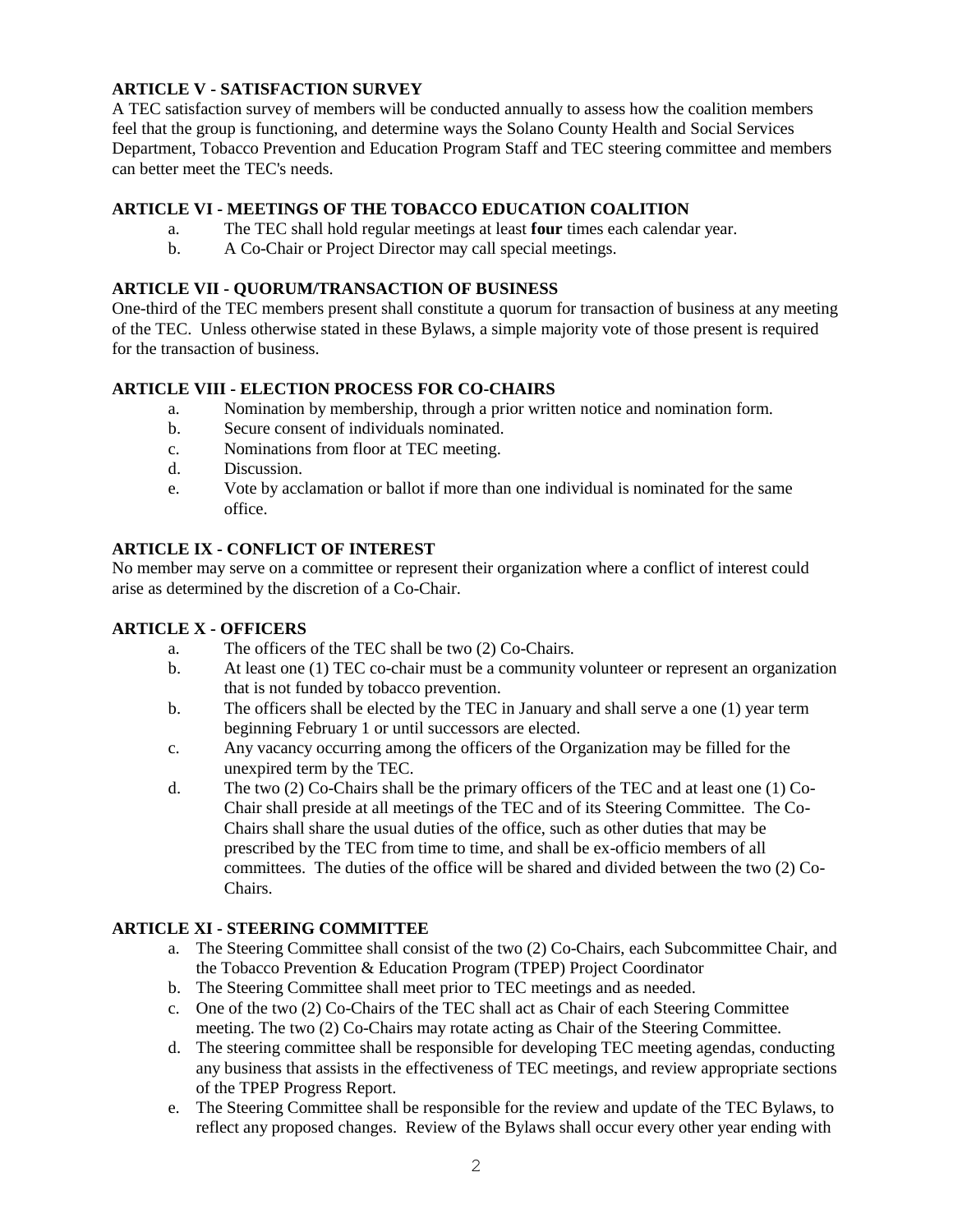### ARTICLE V - SATISFACTION SURVEY

A TEC satisfaction survey of members will be conducted annually to assess how the coalition members feel that the group is functioning, and determine ways the Solano County Health and Social Services Department, Tobacco Prevention and Education Program Staff and TEC steering committee and members can better meet the TEC's needs.

### ARTICLE VI - MEETINGS OF THE TOBACCO EDUCATION COALITION

a. The TEC shall hold regular meetings at least **four** times each calendar year.
b. A Co-Chair or Project Director may call special meetings.

### ARTICLE VII - QUORUM/TRANSACTION OF BUSINESS

One-third of the TEC members present shall constitute a quorum for transaction of business at any meeting of the TEC. Unless otherwise stated in these Bylaws, a simple majority vote of those present is required for the transaction of business.

### ARTICLE VIII - ELECTION PROCESS FOR CO-CHAIRS

a. Nomination by membership, through a prior written notice and nomination form.
b. Secure consent of individuals nominated.
c. Nominations from floor at TEC meeting.
d. Discussion.
e. Vote by acclamation or ballot if more than one individual is nominated for the same office.

### ARTICLE IX - CONFLICT OF INTEREST

No member may serve on a committee or represent their organization where a conflict of interest could arise as determined by the discretion of a Co-Chair.

### ARTICLE X - OFFICERS

a. The officers of the TEC shall be two (2) Co-Chairs.
b. At least one (1) TEC co-chair must be a community volunteer or represent an organization that is not funded by tobacco prevention.
b. The officers shall be elected by the TEC in January and shall serve a one (1) year term beginning February 1 or until successors are elected.
c. Any vacancy occurring among the officers of the Organization may be filled for the unexpired term by the TEC.
d. The two (2) Co-Chairs shall be the primary officers of the TEC and at least one (1) Co-Chair shall preside at all meetings of the TEC and of its Steering Committee. The Co-Chairs shall share the usual duties of the office, such as other duties that may be prescribed by the TEC from time to time, and shall be ex-officio members of all committees. The duties of the office will be shared and divided between the two (2) Co-Chairs.

### ARTICLE XI - STEERING COMMITTEE

a. The Steering Committee shall consist of the two (2) Co-Chairs, each Subcommittee Chair, and the Tobacco Prevention & Education Program (TPEP) Project Coordinator
b. The Steering Committee shall meet prior to TEC meetings and as needed.
c. One of the two (2) Co-Chairs of the TEC shall act as Chair of each Steering Committee meeting. The two (2) Co-Chairs may rotate acting as Chair of the Steering Committee.
d. The steering committee shall be responsible for developing TEC meeting agendas, conducting any business that assists in the effectiveness of TEC meetings, and review appropriate sections of the TPEP Progress Report.
e. The Steering Committee shall be responsible for the review and update of the TEC Bylaws, to reflect any proposed changes. Review of the Bylaws shall occur every other year ending with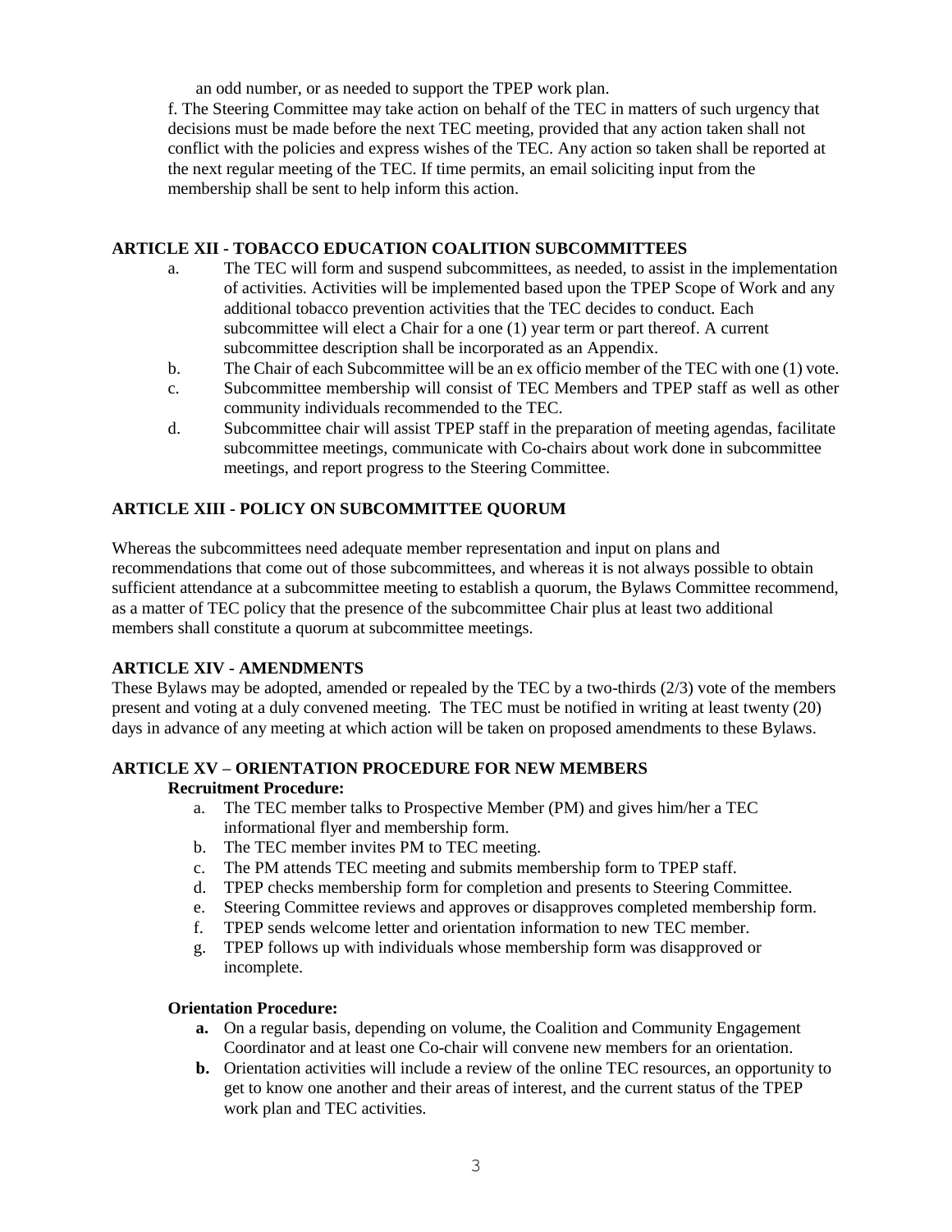an odd number, or as needed to support the TPEP work plan.

f. The Steering Committee may take action on behalf of the TEC in matters of such urgency that decisions must be made before the next TEC meeting, provided that any action taken shall not conflict with the policies and express wishes of the TEC. Any action so taken shall be reported at the next regular meeting of the TEC. If time permits, an email soliciting input from the membership shall be sent to help inform this action.

## ARTICLE XII - TOBACCO EDUCATION COALITION SUBCOMMITTEES

a. The TEC will form and suspend subcommittees, as needed, to assist in the implementation of activities. Activities will be implemented based upon the TPEP Scope of Work and any additional tobacco prevention activities that the TEC decides to conduct. Each subcommittee will elect a Chair for a one (1) year term or part thereof. A current subcommittee description shall be incorporated as an Appendix.

b. The Chair of each Subcommittee will be an ex officio member of the TEC with one (1) vote.

c. Subcommittee membership will consist of TEC Members and TPEP staff as well as other community individuals recommended to the TEC.

d. Subcommittee chair will assist TPEP staff in the preparation of meeting agendas, facilitate subcommittee meetings, communicate with Co-chairs about work done in subcommittee meetings, and report progress to the Steering Committee.

## ARTICLE XIII - POLICY ON SUBCOMMITTEE QUORUM

Whereas the subcommittees need adequate member representation and input on plans and recommendations that come out of those subcommittees, and whereas it is not always possible to obtain sufficient attendance at a subcommittee meeting to establish a quorum, the Bylaws Committee recommend, as a matter of TEC policy that the presence of the subcommittee Chair plus at least two additional members shall constitute a quorum at subcommittee meetings.

## ARTICLE XIV - AMENDMENTS

These Bylaws may be adopted, amended or repealed by the TEC by a two-thirds (2/3) vote of the members present and voting at a duly convened meeting. The TEC must be notified in writing at least twenty (20) days in advance of any meeting at which action will be taken on proposed amendments to these Bylaws.

## ARTICLE XV – ORIENTATION PROCEDURE FOR NEW MEMBERS

**Recruitment Procedure:**

a. The TEC member talks to Prospective Member (PM) and gives him/her a TEC informational flyer and membership form.
b. The TEC member invites PM to TEC meeting.
c. The PM attends TEC meeting and submits membership form to TPEP staff.
d. TPEP checks membership form for completion and presents to Steering Committee.
e. Steering Committee reviews and approves or disapproves completed membership form.
f. TPEP sends welcome letter and orientation information to new TEC member.
g. TPEP follows up with individuals whose membership form was disapproved or incomplete.

**Orientation Procedure:**

**a.** On a regular basis, depending on volume, the Coalition and Community Engagement Coordinator and at least one Co-chair will convene new members for an orientation.

**b.** Orientation activities will include a review of the online TEC resources, an opportunity to get to know one another and their areas of interest, and the current status of the TPEP work plan and TEC activities.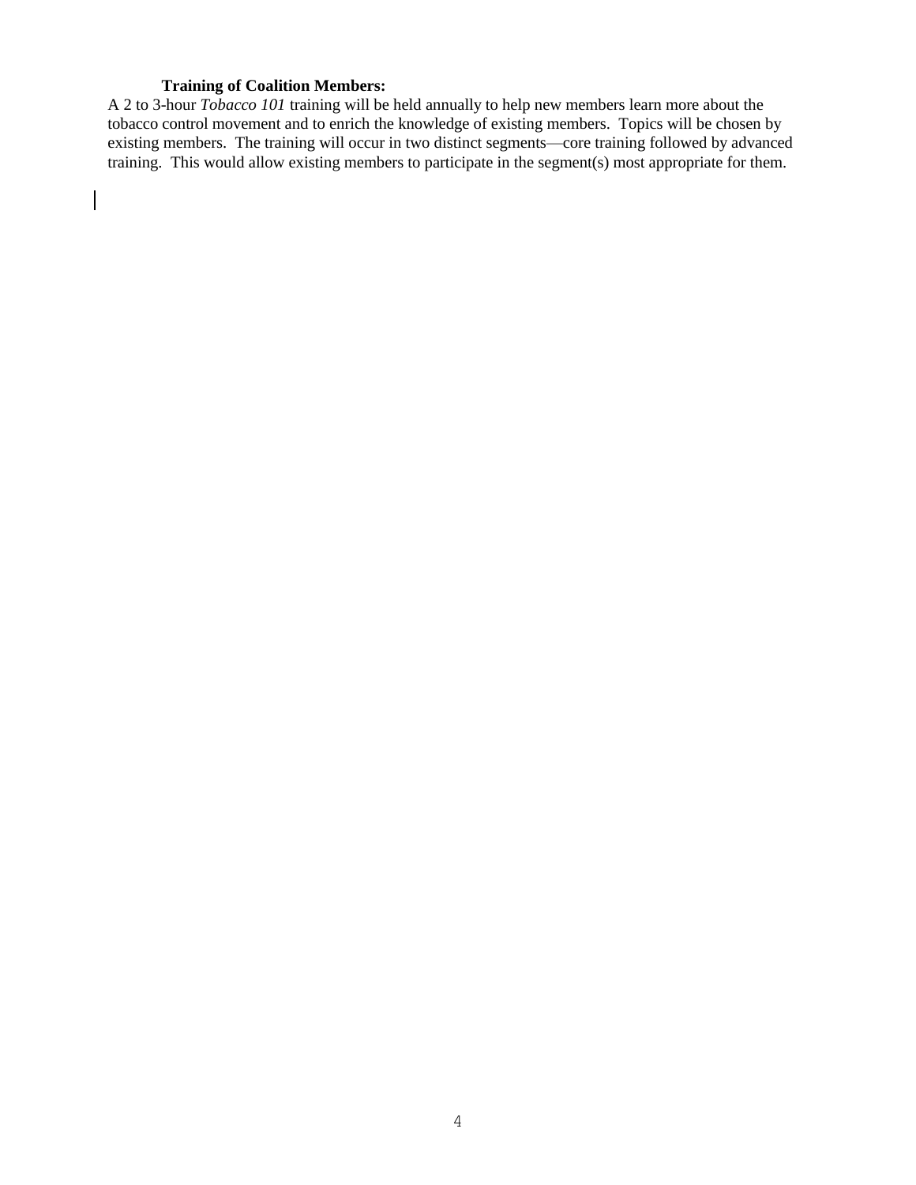**Training of Coalition Members:**

A 2 to 3-hour *Tobacco 101* training will be held annually to help new members learn more about the tobacco control movement and to enrich the knowledge of existing members. Topics will be chosen by existing members. The training will occur in two distinct segments—core training followed by advanced training. This would allow existing members to participate in the segment(s) most appropriate for them.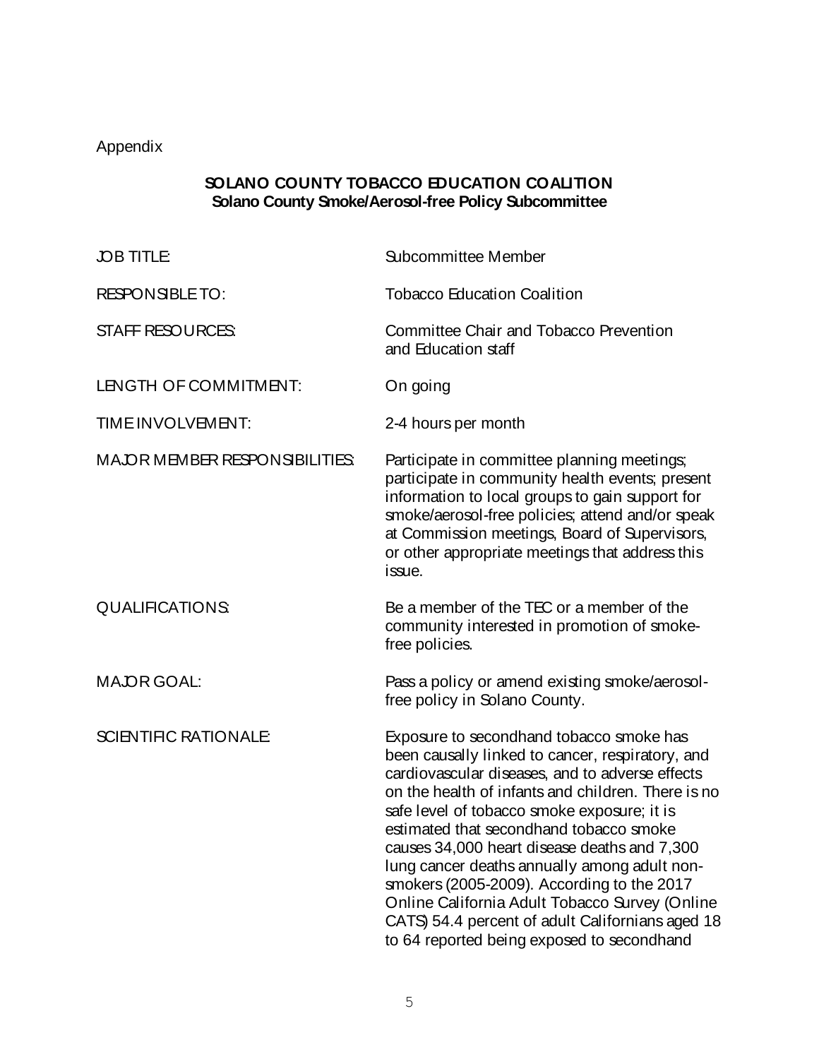Appendix

## SOLANO COUNTY TOBACCO EDUCATION COALITION

### Solano County Smoke/Aerosol-free Policy Subcommittee

| | |
|---|---|
| JOB TITLE: | Subcommittee Member |
| RESPONSIBLE TO: | Tobacco Education Coalition |
| STAFF RESOURCES: | Committee Chair and Tobacco Prevention and Education staff |
| LENGTH OF COMMITMENT: | On going |
| TIME INVOLVEMENT: | 2-4 hours per month |
| MAJOR MEMBER RESPONSIBILITIES: | Participate in committee planning meetings; participate in community health events; present information to local groups to gain support for smoke/aerosol-free policies; attend and/or speak at Commission meetings, Board of Supervisors, or other appropriate meetings that address this issue. |
| QUALIFICATIONS: | Be a member of the TEC or a member of the community interested in promotion of smoke-free policies. |
| MAJOR GOAL: | Pass a policy or amend existing smoke/aerosol-free policy in Solano County. |
| SCIENTIFIC RATIONALE: | Exposure to secondhand tobacco smoke has been causally linked to cancer, respiratory, and cardiovascular diseases, and to adverse effects on the health of infants and children. There is no safe level of tobacco smoke exposure; it is estimated that secondhand tobacco smoke causes 34,000 heart disease deaths and 7,300 lung cancer deaths annually among adult non-smokers (2005-2009). According to the 2017 Online California Adult Tobacco Survey (Online CATS) 54.4 percent of adult Californians aged 18 to 64 reported being exposed to secondhand |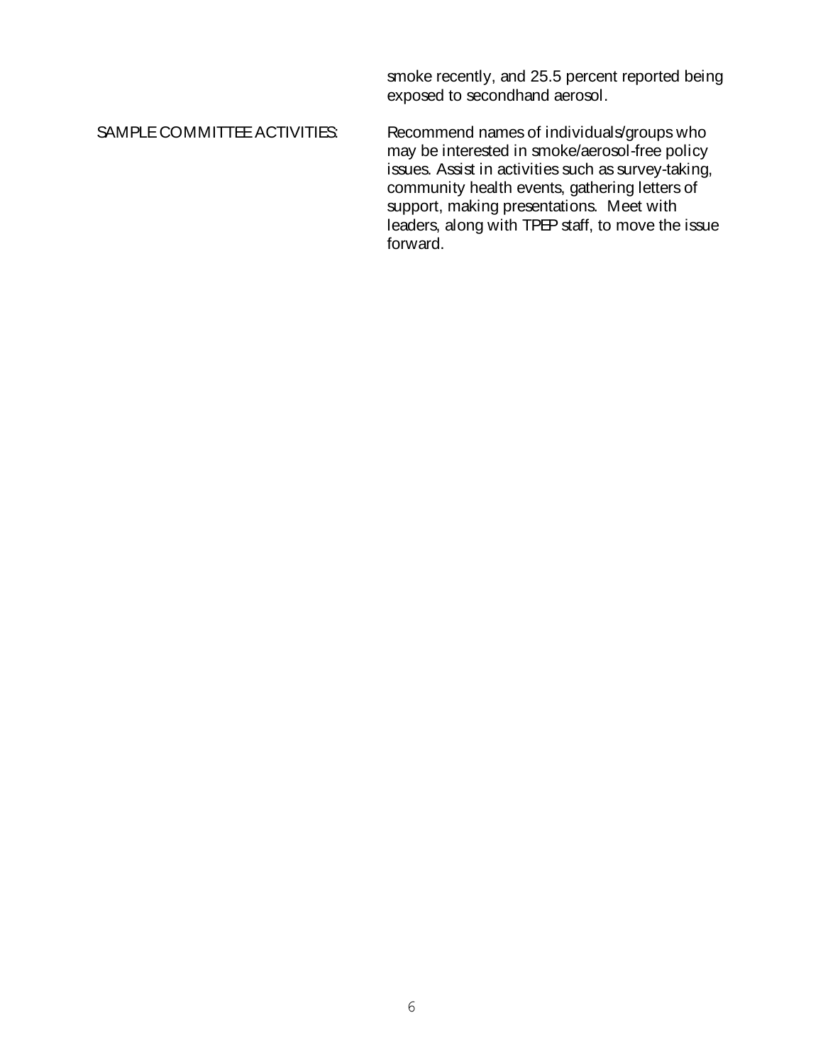smoke recently, and 25.5 percent reported being exposed to secondhand aerosol.

SAMPLE COMMITTEE ACTIVITIES: Recommend names of individuals/groups who may be interested in smoke/aerosol-free policy issues. Assist in activities such as survey-taking, community health events, gathering letters of support, making presentations. Meet with leaders, along with TPEP staff, to move the issue forward.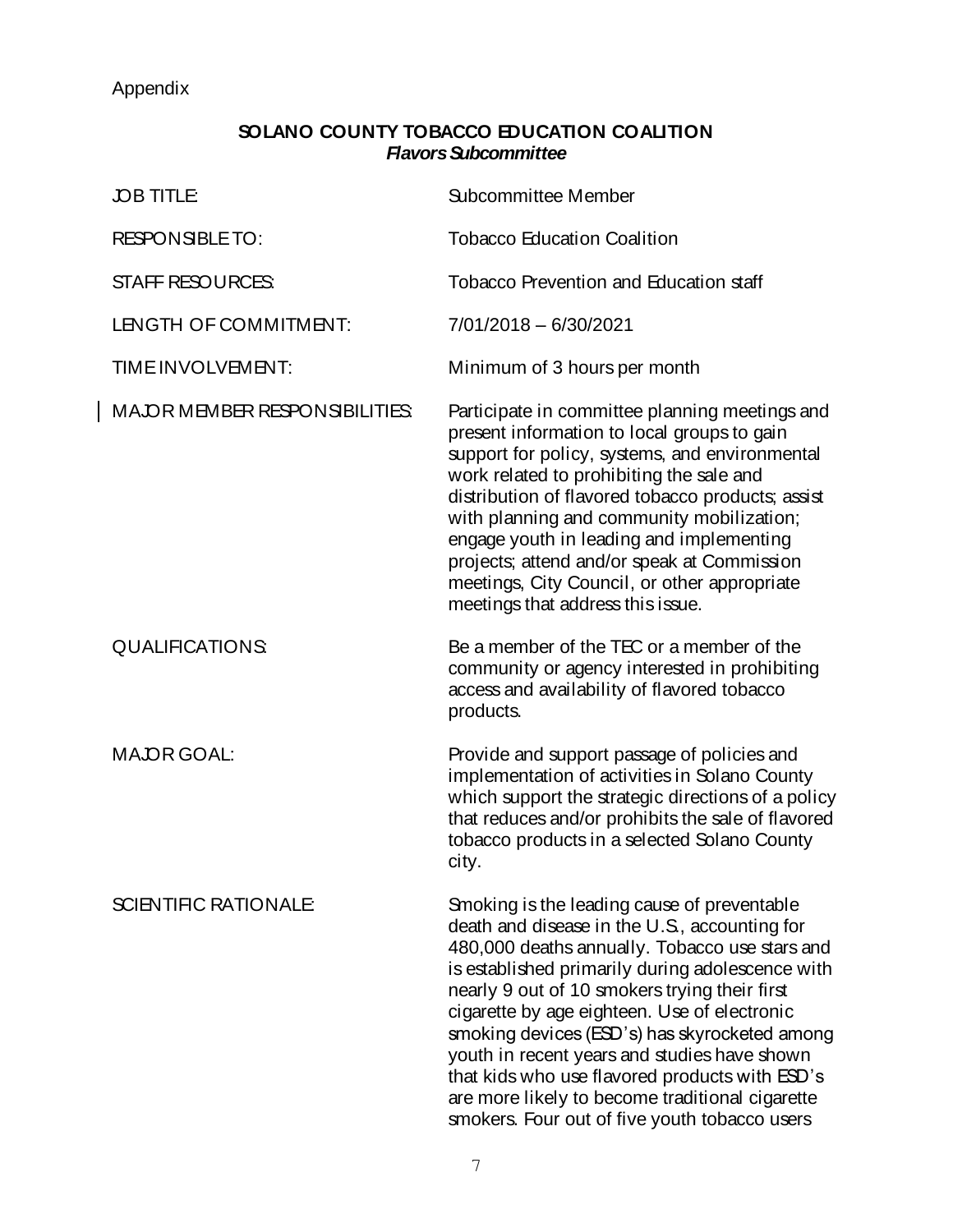Appendix

## SOLANO COUNTY TOBACCO EDUCATION COALITION
### *Flavors Subcommittee*

| | |
|---|---|
| JOB TITLE: | Subcommittee Member |
| RESPONSIBLE TO: | Tobacco Education Coalition |
| STAFF RESOURCES: | Tobacco Prevention and Education staff |
| LENGTH OF COMMITMENT: | 7/01/2018 – 6/30/2021 |
| TIME INVOLVEMENT: | Minimum of 3 hours per month |
| MAJOR MEMBER RESPONSIBILITIES: | Participate in committee planning meetings and present information to local groups to gain support for policy, systems, and environmental work related to prohibiting the sale and distribution of flavored tobacco products; assist with planning and community mobilization; engage youth in leading and implementing projects; attend and/or speak at Commission meetings, City Council, or other appropriate meetings that address this issue. |
| QUALIFICATIONS: | Be a member of the TEC or a member of the community or agency interested in prohibiting access and availability of flavored tobacco products. |
| MAJOR GOAL: | Provide and support passage of policies and implementation of activities in Solano County which support the strategic directions of a policy that reduces and/or prohibits the sale of flavored tobacco products in a selected Solano County city. |
| SCIENTIFIC RATIONALE: | Smoking is the leading cause of preventable death and disease in the U.S., accounting for 480,000 deaths annually. Tobacco use stars and is established primarily during adolescence with nearly 9 out of 10 smokers trying their first cigarette by age eighteen. Use of electronic smoking devices (ESD's) has skyrocketed among youth in recent years and studies have shown that kids who use flavored products with ESD's are more likely to become traditional cigarette smokers. Four out of five youth tobacco users |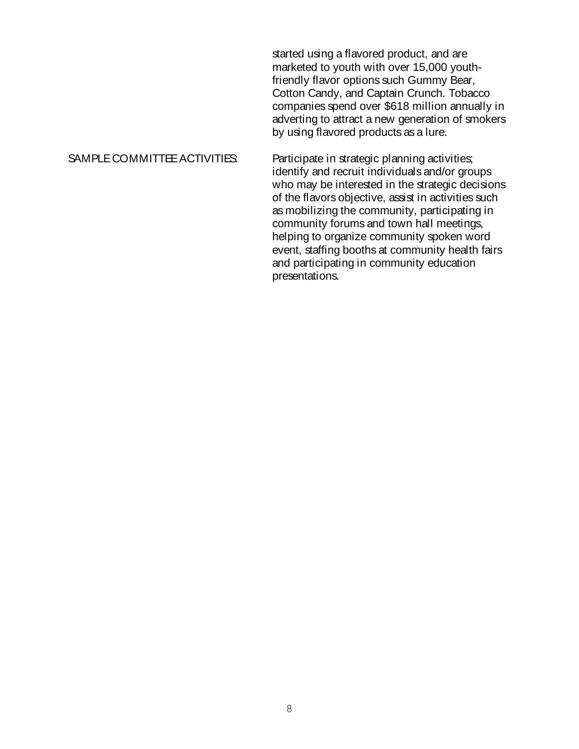started using a flavored product, and are marketed to youth with over 15,000 youth-friendly flavor options such Gummy Bear, Cotton Candy, and Captain Crunch. Tobacco companies spend over $618 million annually in adverting to attract a new generation of smokers by using flavored products as a lure.

SAMPLE COMMITTEE ACTIVITIES: Participate in strategic planning activities; identify and recruit individuals and/or groups who may be interested in the strategic decisions of the flavors objective, assist in activities such as mobilizing the community, participating in community forums and town hall meetings, helping to organize community spoken word event, staffing booths at community health fairs and participating in community education presentations.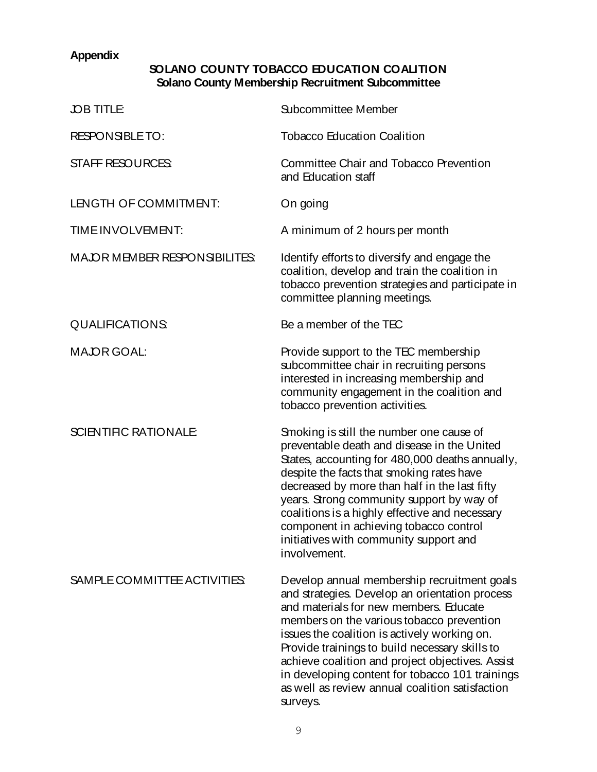**Appendix**

## SOLANO COUNTY TOBACCO EDUCATION COALITION

### Solano County Membership Recruitment Subcommittee

| | |
|---|---|
| JOB TITLE: | Subcommittee Member |
| RESPONSIBLE TO: | Tobacco Education Coalition |
| STAFF RESOURCES: | Committee Chair and Tobacco Prevention and Education staff |
| LENGTH OF COMMITMENT: | On going |
| TIME INVOLVEMENT: | A minimum of 2 hours per month |
| MAJOR MEMBER RESPONSIBILITES: | Identify efforts to diversify and engage the coalition, develop and train the coalition in tobacco prevention strategies and participate in committee planning meetings. |
| QUALIFICATIONS: | Be a member of the TEC |
| MAJOR GOAL: | Provide support to the TEC membership subcommittee chair in recruiting persons interested in increasing membership and community engagement in the coalition and tobacco prevention activities. |
| SCIENTIFIC RATIONALE: | Smoking is still the number one cause of preventable death and disease in the United States, accounting for 480,000 deaths annually, despite the facts that smoking rates have decreased by more than half in the last fifty years. Strong community support by way of coalitions is a highly effective and necessary component in achieving tobacco control initiatives with community support and involvement. |
| SAMPLE COMMITTEE ACTIVITIES: | Develop annual membership recruitment goals and strategies. Develop an orientation process and materials for new members. Educate members on the various tobacco prevention issues the coalition is actively working on. Provide trainings to build necessary skills to achieve coalition and project objectives. Assist in developing content for tobacco 101 trainings as well as review annual coalition satisfaction surveys. |